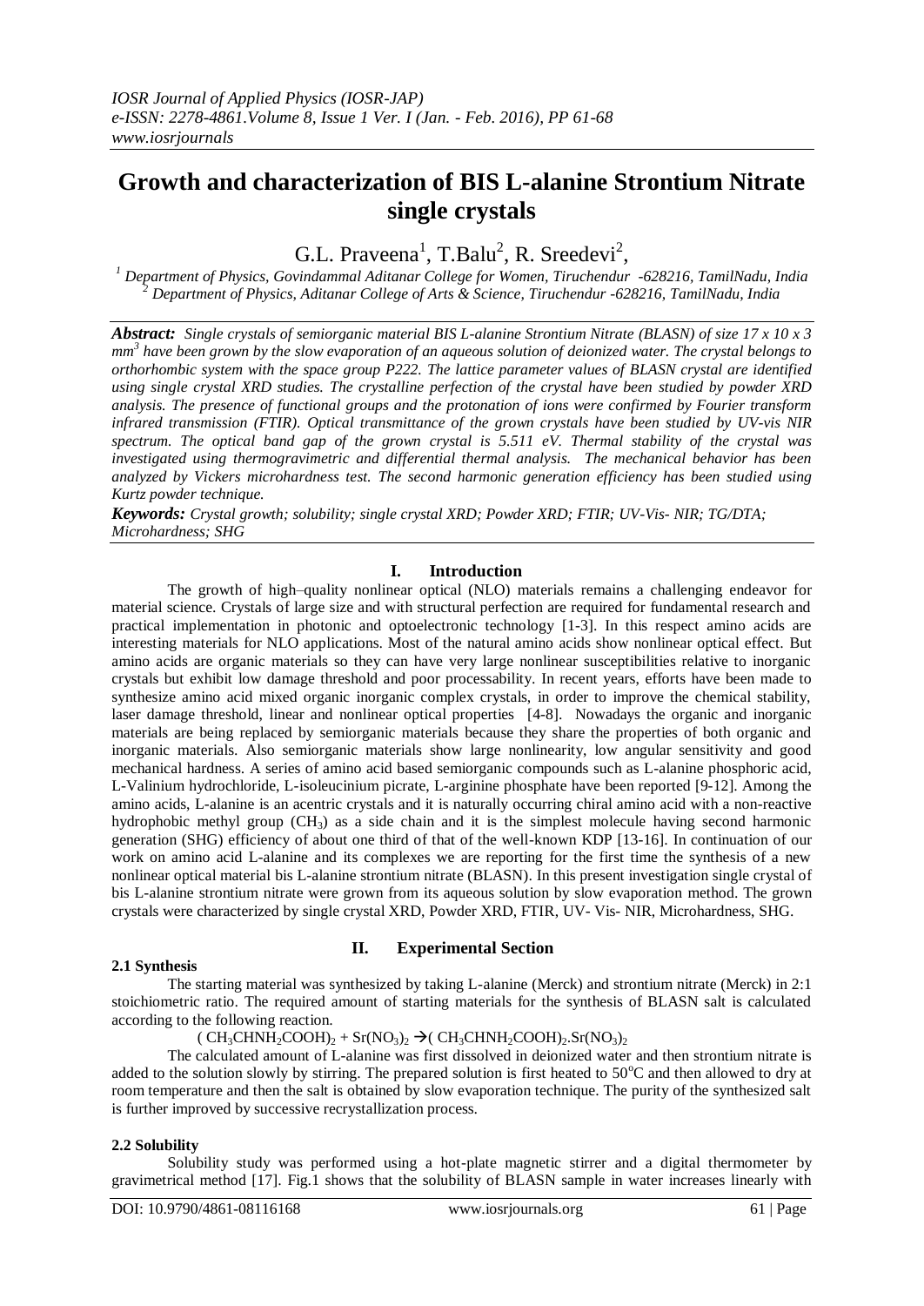# Growth and characterization of BIS L-alanine Strontium Nitrate single crystals

G.L. Praveena[1], T.Balu[2], R. Sreedevi[2],

[1] *Department of Physics, Govindammal Aditanar College for Women, Tiruchendur -628216, TamilNadu, India*
[2] *Department of Physics, Aditanar College of Arts & Science, Tiruchendur -628216, TamilNadu, India*

***Abstract:*** *Single crystals of semiorganic material BIS L-alanine Strontium Nitrate (BLASN) of size 17 x 10 x 3 $mm^3$ have been grown by the slow evaporation of an aqueous solution of deionized water. The crystal belongs to orthorhombic system with the space group P222. The lattice parameter values of BLASN crystal are identified using single crystal XRD studies. The crystalline perfection of the crystal have been studied by powder XRD analysis. The presence of functional groups and the protonation of ions were confirmed by Fourier transform infrared transmission (FTIR). Optical transmittance of the grown crystals have been studied by UV-vis NIR spectrum. The optical band gap of the grown crystal is 5.511 eV. Thermal stability of the crystal was investigated using thermogravimetric and differential thermal analysis. The mechanical behavior has been analyzed by Vickers microhardness test. The second harmonic generation efficiency has been studied using Kurtz powder technique.*

***Keywords:*** *Crystal growth; solubility; single crystal XRD; Powder XRD; FTIR; UV-Vis- NIR; TG/DTA; Microhardness; SHG*

## I. Introduction

The growth of high–quality nonlinear optical (NLO) materials remains a challenging endeavor for material science. Crystals of large size and with structural perfection are required for fundamental research and practical implementation in photonic and optoelectronic technology [1-3]. In this respect amino acids are interesting materials for NLO applications. Most of the natural amino acids show nonlinear optical effect. But amino acids are organic materials so they can have very large nonlinear susceptibilities relative to inorganic crystals but exhibit low damage threshold and poor processability. In recent years, efforts have been made to synthesize amino acid mixed organic inorganic complex crystals, in order to improve the chemical stability, laser damage threshold, linear and nonlinear optical properties [4-8]. Nowadays the organic and inorganic materials are being replaced by semiorganic materials because they share the properties of both organic and inorganic materials. Also semiorganic materials show large nonlinearity, low angular sensitivity and good mechanical hardness. A series of amino acid based semiorganic compounds such as L-alanine phosphoric acid, L-Valinium hydrochloride, L-isoleucinium picrate, L-arginine phosphate have been reported [9-12]. Among the amino acids, L-alanine is an acentric crystals and it is naturally occurring chiral amino acid with a non-reactive hydrophobic methyl group ($CH_3$) as a side chain and it is the simplest molecule having second harmonic generation (SHG) efficiency of about one third of that of the well-known KDP [13-16]. In continuation of our work on amino acid L-alanine and its complexes we are reporting for the first time the synthesis of a new nonlinear optical material bis L-alanine strontium nitrate (BLASN). In this present investigation single crystal of bis L-alanine strontium nitrate were grown from its aqueous solution by slow evaporation method. The grown crystals were characterized by single crystal XRD, Powder XRD, FTIR, UV- Vis- NIR, Microhardness, SHG.

## II. Experimental Section

### 2.1 Synthesis

The starting material was synthesized by taking L-alanine (Merck) and strontium nitrate (Merck) in 2:1 stoichiometric ratio. The required amount of starting materials for the synthesis of BLASN salt is calculated according to the following reaction.

$$(CH_3CHNH_2COOH)_2 + Sr(NO_3)_2 \rightarrow (CH_3CHNH_2COOH)_2.Sr(NO_3)_2$$

The calculated amount of L-alanine was first dissolved in deionized water and then strontium nitrate is added to the solution slowly by stirring. The prepared solution is first heated to $50^oC$ and then allowed to dry at room temperature and then the salt is obtained by slow evaporation technique. The purity of the synthesized salt is further improved by successive recrystallization process.

### 2.2 Solubility

Solubility study was performed using a hot-plate magnetic stirrer and a digital thermometer by gravimetrical method [17]. Fig.1 shows that the solubility of BLASN sample in water increases linearly with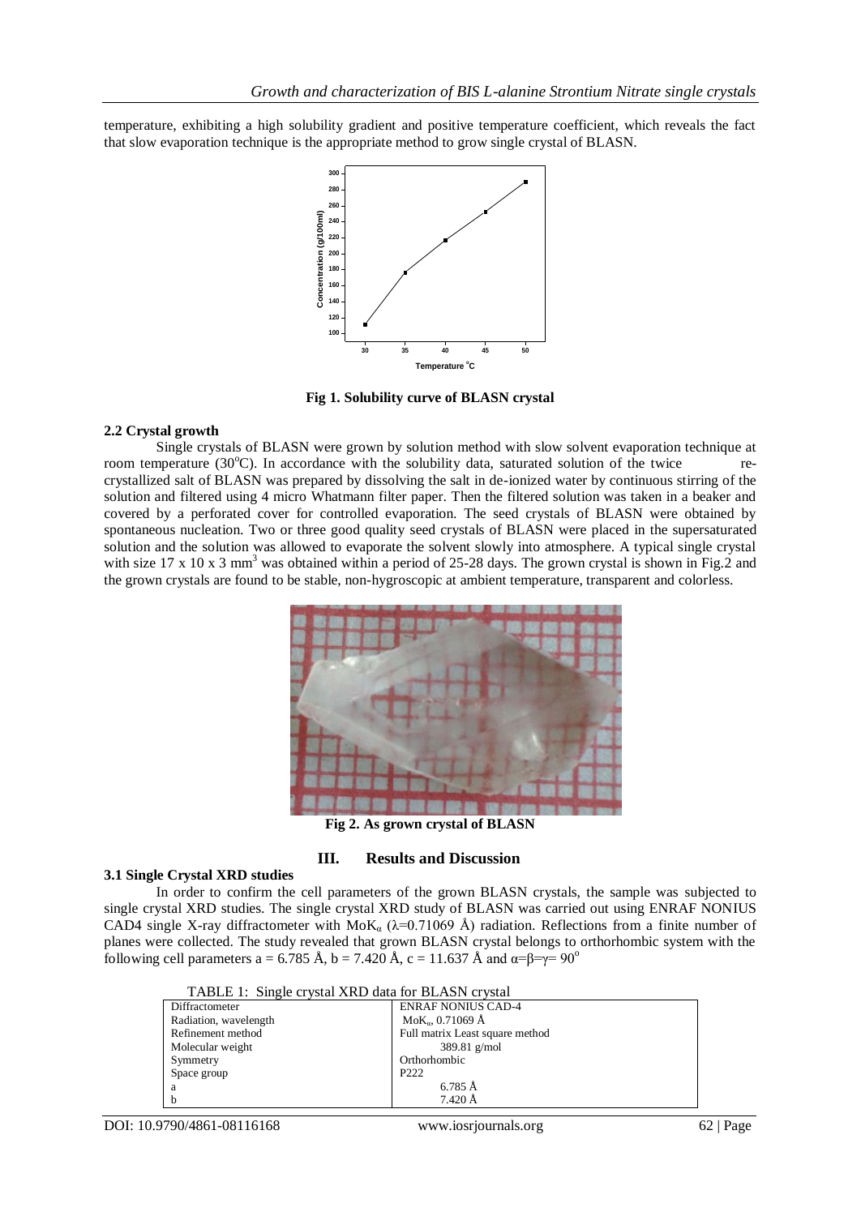temperature, exhibiting a high solubility gradient and positive temperature coefficient, which reveals the fact that slow evaporation technique is the appropriate method to grow single crystal of BLASN.

**Fig 1. Solubility curve of BLASN crystal**

**2.2 Crystal growth**

Single crystals of BLASN were grown by solution method with slow solvent evaporation technique at room temperature (30$^{o}$C). In accordance with the solubility data, saturated solution of the twice re-crystallized salt of BLASN was prepared by dissolving the salt in de-ionized water by continuous stirring of the solution and filtered using 4 micro Whatmann filter paper. Then the filtered solution was taken in a beaker and covered by a perforated cover for controlled evaporation. The seed crystals of BLASN were obtained by spontaneous nucleation. Two or three good quality seed crystals of BLASN were placed in the supersaturated solution and the solution was allowed to evaporate the solvent slowly into atmosphere. A typical single crystal with size 17 x 10 x 3 mm$^3$ was obtained within a period of 25-28 days. The grown crystal is shown in Fig.2 and the grown crystals are found to be stable, non-hygroscopic at ambient temperature, transparent and colorless.

**Fig 2. As grown crystal of BLASN**

## III. Results and Discussion

**3.1 Single Crystal XRD studies**

In order to confirm the cell parameters of the grown BLASN crystals, the sample was subjected to single crystal XRD studies. The single crystal XRD study of BLASN was carried out using ENRAF NONIUS CAD4 single X-ray diffractometer with MoK$_\alpha$ ($\lambda$=0.71069 Å) radiation. Reflections from a finite number of planes were collected. The study revealed that grown BLASN crystal belongs to orthorhombic system with the following cell parameters a = 6.785 Å, b = 7.420 Å, c = 11.637 Å and $\alpha=\beta=\gamma= 90^o$

TABLE 1: Single crystal XRD data for BLASN crystal

| | |
|---|---|
| Diffractometer | ENRAF NONIUS CAD-4 |
| Radiation, wavelength | MoK$_\alpha$, 0.71069 Å |
| Refinement method | Full matrix Least square method |
| Molecular weight | 389.81 g/mol |
| Symmetry | Orthorhombic |
| Space group | P222 |
| a | 6.785 Å |
| b | 7.420 Å |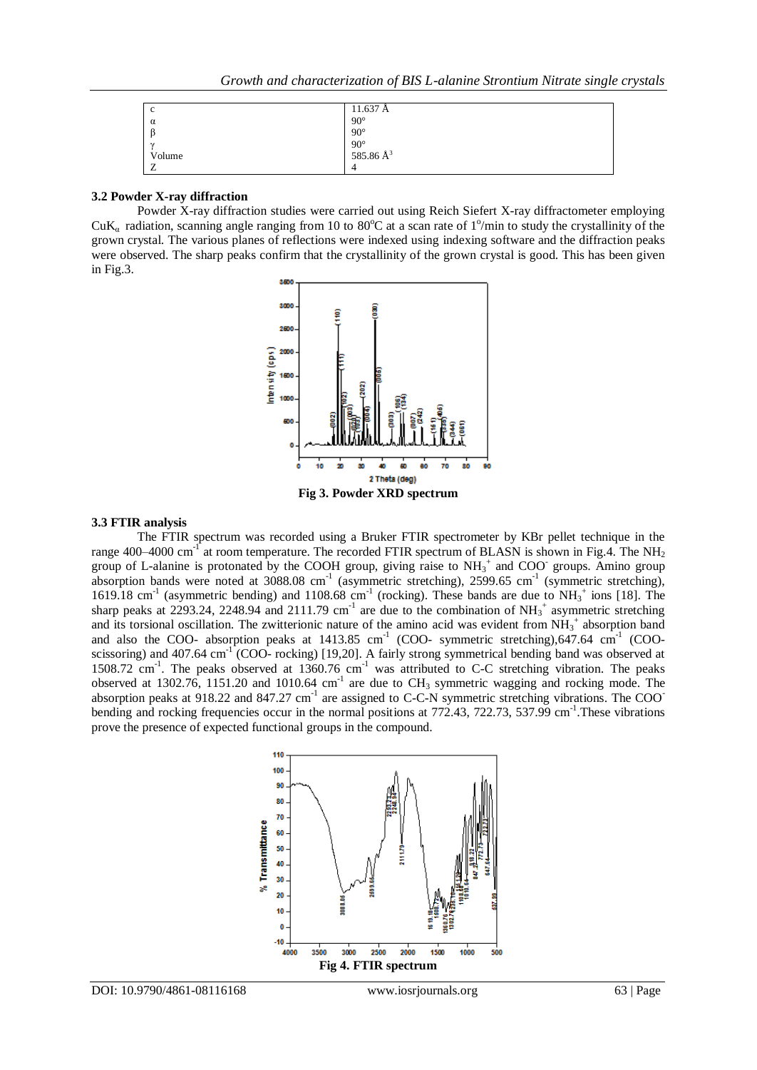| c | 11.637 Å |
|---|---|
| α | 90° |
| β | 90° |
| γ | 90° |
| Volume | 585.86 $Å^3$ |
| Z | 4 |

### 3.2 Powder X-ray diffraction

Powder X-ray diffraction studies were carried out using Reich Siefert X-ray diffractometer employing $CuK_\alpha$ radiation, scanning angle ranging from 10 to 80°C at a scan rate of 1°/min to study the crystallinity of the grown crystal. The various planes of reflections were indexed using indexing software and the diffraction peaks were observed. The sharp peaks confirm that the crystallinity of the grown crystal is good. This has been given in Fig.3.

**Fig 3. Powder XRD spectrum**

### 3.3 FTIR analysis

The FTIR spectrum was recorded using a Bruker FTIR spectrometer by KBr pellet technique in the range 400–4000 $cm^{-1}$ at room temperature. The recorded FTIR spectrum of BLASN is shown in Fig.4. The $NH_2$ group of L-alanine is protonated by the COOH group, giving raise to $NH_3^+$ and $COO^-$ groups. Amino group absorption bands were noted at 3088.08 $cm^{-1}$ (asymmetric stretching), 2599.65 $cm^{-1}$ (symmetric stretching), 1619.18 $cm^{-1}$ (asymmetric bending) and 1108.68 $cm^{-1}$ (rocking). These bands are due to $NH_3^+$ ions [18]. The sharp peaks at 2293.24, 2248.94 and 2111.79 $cm^{-1}$ are due to the combination of $NH_3^+$ asymmetric stretching and its torsional oscillation. The zwitterionic nature of the amino acid was evident from $NH_3^+$ absorption band and also the COO- absorption peaks at 1413.85 $cm^{-1}$ (COO- symmetric stretching),647.64 $cm^{-1}$ (COO- scissoring) and 407.64 $cm^{-1}$ (COO- rocking) [19,20]. A fairly strong symmetrical bending band was observed at 1508.72 $cm^{-1}$. The peaks observed at 1360.76 $cm^{-1}$ was attributed to C-C stretching vibration. The peaks observed at 1302.76, 1151.20 and 1010.64 $cm^{-1}$ are due to $CH_3$ symmetric wagging and rocking mode. The absorption peaks at 918.22 and 847.27 $cm^{-1}$ are assigned to C-C-N symmetric stretching vibrations. The $COO^-$ bending and rocking frequencies occur in the normal positions at 772.43, 722.73, 537.99 $cm^{-1}$.These vibrations prove the presence of expected functional groups in the compound.

**Fig 4. FTIR spectrum**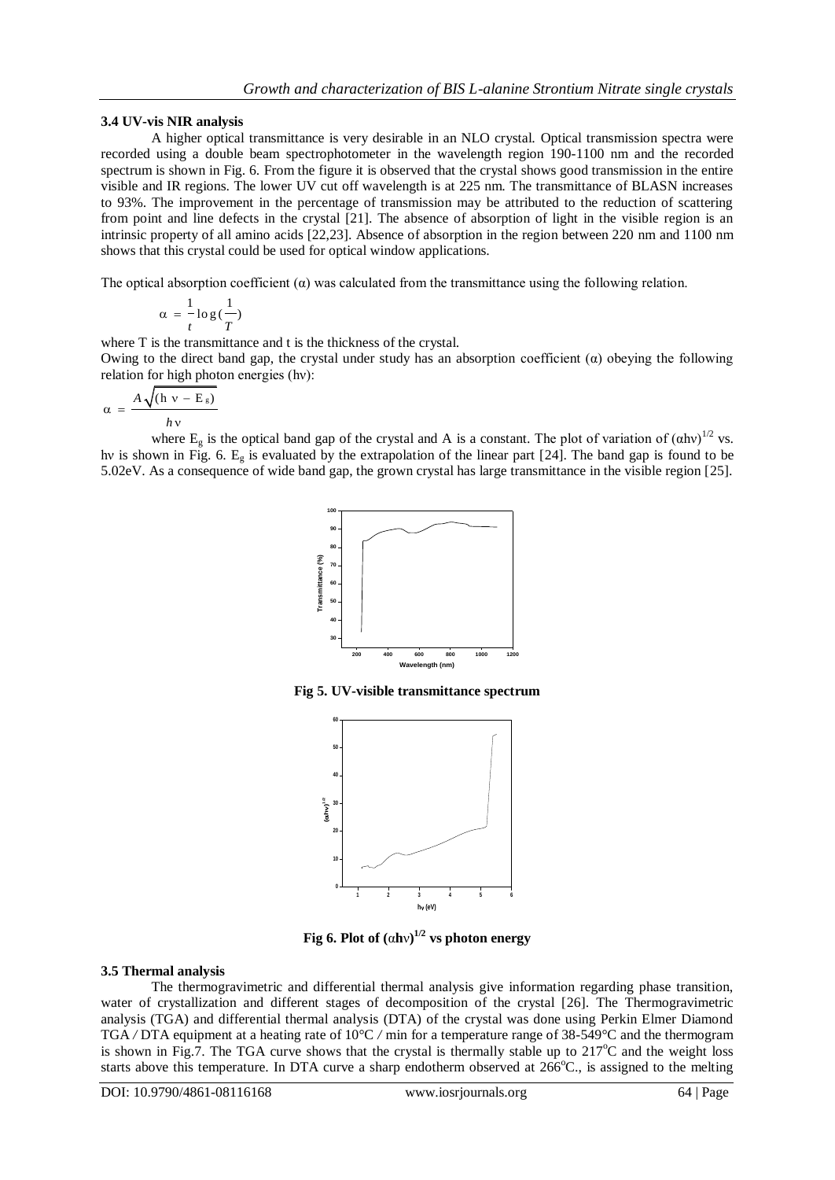### 3.4 UV-vis NIR analysis

A higher optical transmittance is very desirable in an NLO crystal. Optical transmission spectra were recorded using a double beam spectrophotometer in the wavelength region 190-1100 nm and the recorded spectrum is shown in Fig. 6. From the figure it is observed that the crystal shows good transmission in the entire visible and IR regions. The lower UV cut off wavelength is at 225 nm. The transmittance of BLASN increases to 93%. The improvement in the percentage of transmission may be attributed to the reduction of scattering from point and line defects in the crystal [21]. The absence of absorption of light in the visible region is an intrinsic property of all amino acids [22,23]. Absence of absorption in the region between 220 nm and 1100 nm shows that this crystal could be used for optical window applications.

The optical absorption coefficient (α) was calculated from the transmittance using the following relation.

$$\alpha = \frac{1}{t}\log\left(\frac{1}{T}\right)$$

where T is the transmittance and t is the thickness of the crystal.

Owing to the direct band gap, the crystal under study has an absorption coefficient (α) obeying the following relation for high photon energies (hν):

$$\alpha = \frac{A\sqrt{(h\nu - E_g)}}{h\nu}$$

where $E_g$ is the optical band gap of the crystal and A is a constant. The plot of variation of $(\alpha h\nu)^{1/2}$ vs. hν is shown in Fig. 6. $E_g$ is evaluated by the extrapolation of the linear part [24]. The band gap is found to be 5.02eV. As a consequence of wide band gap, the grown crystal has large transmittance in the visible region [25].

**Fig 5. UV-visible transmittance spectrum**

**Fig 6. Plot of $(\alpha h\nu)^{1/2}$ vs photon energy**

### 3.5 Thermal analysis

The thermogravimetric and differential thermal analysis give information regarding phase transition, water of crystallization and different stages of decomposition of the crystal [26]. The Thermogravimetric analysis (TGA) and differential thermal analysis (DTA) of the crystal was done using Perkin Elmer Diamond TGA / DTA equipment at a heating rate of 10°C / min for a temperature range of 38-549°C and the thermogram is shown in Fig.7. The TGA curve shows that the crystal is thermally stable up to 217°C and the weight loss starts above this temperature. In DTA curve a sharp endotherm observed at 266°C., is assigned to the melting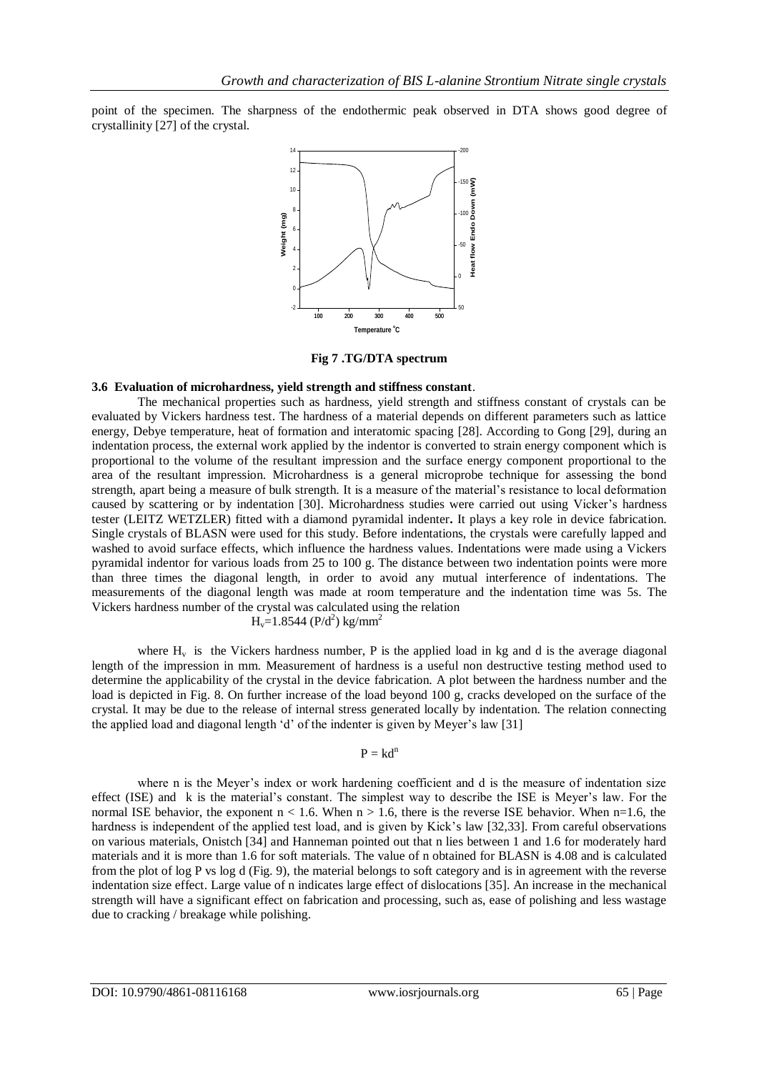point of the specimen. The sharpness of the endothermic peak observed in DTA shows good degree of crystallinity [27] of the crystal.

**Fig 7 .TG/DTA spectrum**

### 3.6 Evaluation of microhardness, yield strength and stiffness constant.

The mechanical properties such as hardness, yield strength and stiffness constant of crystals can be evaluated by Vickers hardness test. The hardness of a material depends on different parameters such as lattice energy, Debye temperature, heat of formation and interatomic spacing [28]. According to Gong [29], during an indentation process, the external work applied by the indentor is converted to strain energy component which is proportional to the volume of the resultant impression and the surface energy component proportional to the area of the resultant impression. Microhardness is a general microprobe technique for assessing the bond strength, apart being a measure of bulk strength. It is a measure of the material's resistance to local deformation caused by scattering or by indentation [30]. Microhardness studies were carried out using Vicker's hardness tester (LEITZ WETZLER) fitted with a diamond pyramidal indenter**.** It plays a key role in device fabrication. Single crystals of BLASN were used for this study. Before indentations, the crystals were carefully lapped and washed to avoid surface effects, which influence the hardness values. Indentations were made using a Vickers pyramidal indentor for various loads from 25 to 100 g. The distance between two indentation points were more than three times the diagonal length, in order to avoid any mutual interference of indentations. The measurements of the diagonal length was made at room temperature and the indentation time was 5s. The Vickers hardness number of the crystal was calculated using the relation

$$H_v = 1.8544\ (P/d^2)\ kg/mm^2$$

where $H_v$ is the Vickers hardness number, P is the applied load in kg and d is the average diagonal length of the impression in mm. Measurement of hardness is a useful non destructive testing method used to determine the applicability of the crystal in the device fabrication. A plot between the hardness number and the load is depicted in Fig. 8. On further increase of the load beyond 100 g, cracks developed on the surface of the crystal. It may be due to the release of internal stress generated locally by indentation. The relation connecting the applied load and diagonal length 'd' of the indenter is given by Meyer's law [31]

$$P = kd^n$$

where n is the Meyer's index or work hardening coefficient and d is the measure of indentation size effect (ISE) and k is the material's constant. The simplest way to describe the ISE is Meyer's law. For the normal ISE behavior, the exponent $n < 1.6$. When $n > 1.6$, there is the reverse ISE behavior. When $n=1.6$, the hardness is independent of the applied test load, and is given by Kick's law [32,33]. From careful observations on various materials, Onistch [34] and Hanneman pointed out that n lies between 1 and 1.6 for moderately hard materials and it is more than 1.6 for soft materials. The value of n obtained for BLASN is 4.08 and is calculated from the plot of log P vs log d (Fig. 9), the material belongs to soft category and is in agreement with the reverse indentation size effect. Large value of n indicates large effect of dislocations [35]. An increase in the mechanical strength will have a significant effect on fabrication and processing, such as, ease of polishing and less wastage due to cracking / breakage while polishing.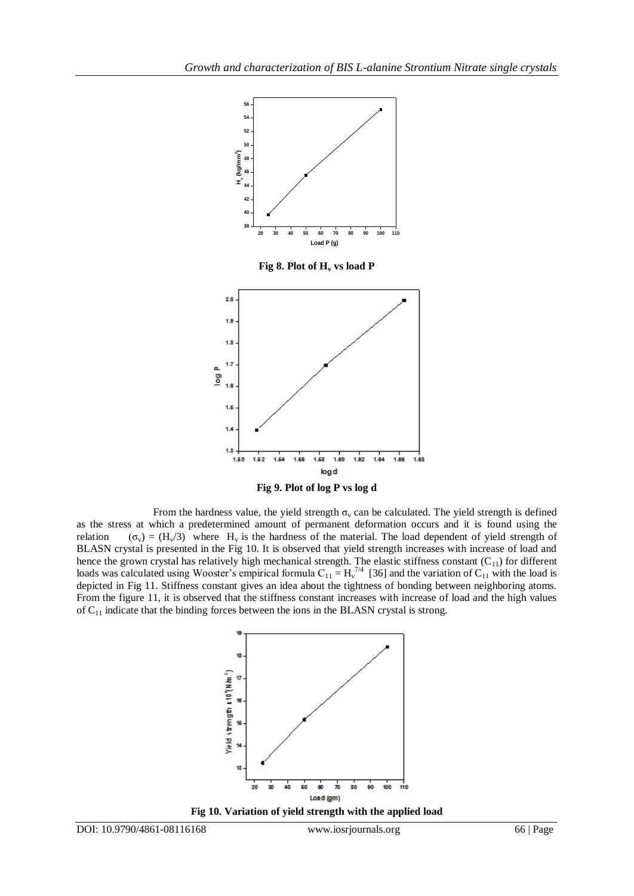Fig 8. Plot of $H_v$ vs load P

Fig 9. Plot of log P vs log d

From the hardness value, the yield strength $\sigma_v$ can be calculated. The yield strength is defined as the stress at which a predetermined amount of permanent deformation occurs and it is found using the relation $(\sigma_v) = (H_v/3)$ where $H_v$ is the hardness of the material. The load dependent of yield strength of BLASN crystal is presented in the Fig 10. It is observed that yield strength increases with increase of load and hence the grown crystal has relatively high mechanical strength. The elastic stiffness constant ($C_{11}$) for different loads was calculated using Wooster's empirical formula $C_{11} = H_v^{7/4}$ [36] and the variation of $C_{11}$ with the load is depicted in Fig 11. Stiffness constant gives an idea about the tightness of bonding between neighboring atoms. From the figure 11, it is observed that the stiffness constant increases with increase of load and the high values of $C_{11}$ indicate that the binding forces between the ions in the BLASN crystal is strong.

Fig 10. Variation of yield strength with the applied load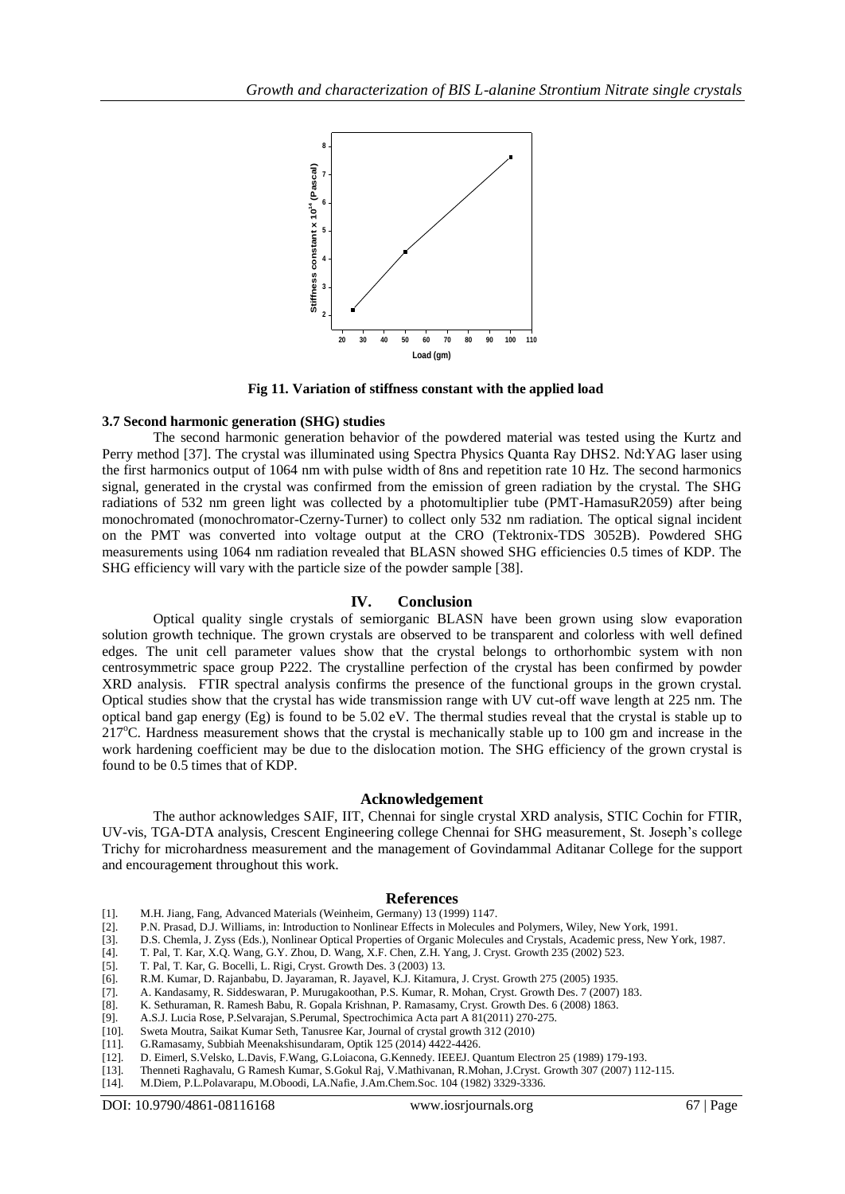Fig 11. Variation of stiffness constant with the applied load

### 3.7 Second harmonic generation (SHG) studies

The second harmonic generation behavior of the powdered material was tested using the Kurtz and Perry method [37]. The crystal was illuminated using Spectra Physics Quanta Ray DHS2. Nd:YAG laser using the first harmonics output of 1064 nm with pulse width of 8ns and repetition rate 10 Hz. The second harmonics signal, generated in the crystal was confirmed from the emission of green radiation by the crystal. The SHG radiations of 532 nm green light was collected by a photomultiplier tube (PMT-HamasuR2059) after being monochromated (monochromator-Czerny-Turner) to collect only 532 nm radiation. The optical signal incident on the PMT was converted into voltage output at the CRO (Tektronix-TDS 3052B). Powdered SHG measurements using 1064 nm radiation revealed that BLASN showed SHG efficiencies 0.5 times of KDP. The SHG efficiency will vary with the particle size of the powder sample [38].

## IV. Conclusion

Optical quality single crystals of semiorganic BLASN have been grown using slow evaporation solution growth technique. The grown crystals are observed to be transparent and colorless with well defined edges. The unit cell parameter values show that the crystal belongs to orthorhombic system with non centrosymmetric space group P222. The crystalline perfection of the crystal has been confirmed by powder XRD analysis. FTIR spectral analysis confirms the presence of the functional groups in the grown crystal. Optical studies show that the crystal has wide transmission range with UV cut-off wave length at 225 nm. The optical band gap energy (Eg) is found to be 5.02 eV. The thermal studies reveal that the crystal is stable up to 217°C. Hardness measurement shows that the crystal is mechanically stable up to 100 gm and increase in the work hardening coefficient may be due to the dislocation motion. The SHG efficiency of the grown crystal is found to be 0.5 times that of KDP.

## Acknowledgement

The author acknowledges SAIF, IIT, Chennai for single crystal XRD analysis, STIC Cochin for FTIR, UV-vis, TGA-DTA analysis, Crescent Engineering college Chennai for SHG measurement, St. Joseph's college Trichy for microhardness measurement and the management of Govindammal Aditanar College for the support and encouragement throughout this work.

## References

[1]. M.H. Jiang, Fang, Advanced Materials (Weinheim, Germany) 13 (1999) 1147.
[2]. P.N. Prasad, D.J. Williams, in: Introduction to Nonlinear Effects in Molecules and Polymers, Wiley, New York, 1991.
[3]. D.S. Chemla, J. Zyss (Eds.), Nonlinear Optical Properties of Organic Molecules and Crystals, Academic press, New York, 1987.
[4]. T. Pal, T. Kar, X.Q. Wang, G.Y. Zhou, D. Wang, X.F. Chen, Z.H. Yang, J. Cryst. Growth 235 (2002) 523.
[5]. T. Pal, T. Kar, G. Bocelli, L. Rigi, Cryst. Growth Des. 3 (2003) 13.
[6]. R.M. Kumar, D. Rajanbabu, D. Jayaraman, R. Jayavel, K.J. Kitamura, J. Cryst. Growth 275 (2005) 1935.
[7]. A. Kandasamy, R. Siddeswaran, P. Murugakoothan, P.S. Kumar, R. Mohan, Cryst. Growth Des. 7 (2007) 183.
[8]. K. Sethuraman, R. Ramesh Babu, R. Gopala Krishnan, P. Ramasamy, Cryst. Growth Des. 6 (2008) 1863.
[9]. A.S.J. Lucia Rose, P.Selvarajan, S.Perumal, Spectrochimica Acta part A 81(2011) 270-275.
[10]. Sweta Moutra, Saikat Kumar Seth, Tanusree Kar, Journal of crystal growth 312 (2010)
[11]. G.Ramasamy, Subbiah Meenakshisundaram, Optik 125 (2014) 4422-4426.
[12]. D. Eimerl, S.Velsko, L.Davis, F.Wang, G.Loiacona, G.Kennedy. IEEEJ. Quantum Electron 25 (1989) 179-193.
[13]. Thenneti Raghavalu, G Ramesh Kumar, S.Gokul Raj, V.Mathivanan, R.Mohan, J.Cryst. Growth 307 (2007) 112-115.
[14]. M.Diem, P.L.Polavarapu, M.Oboodi, LA.Nafie, J.Am.Chem.Soc. 104 (1982) 3329-3336.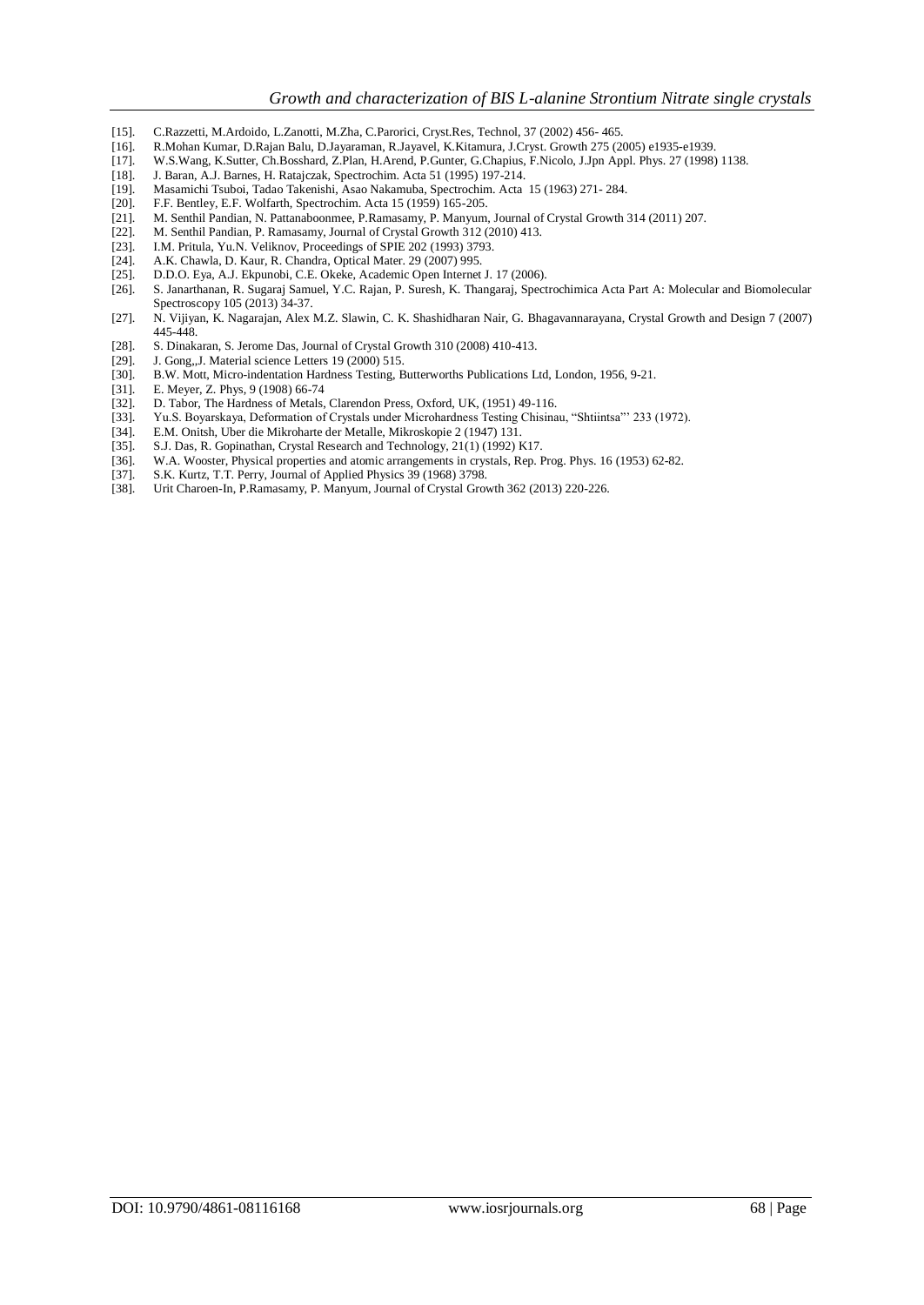[15]. C.Razzetti, M.Ardoido, L.Zanotti, M.Zha, C.Parorici, Cryst.Res, Technol, 37 (2002) 456- 465.
[16]. R.Mohan Kumar, D.Rajan Balu, D.Jayaraman, R.Jayavel, K.Kitamura, J.Cryst. Growth 275 (2005) e1935-e1939.
[17]. W.S.Wang, K.Sutter, Ch.Bosshard, Z.Plan, H.Arend, P.Gunter, G.Chapius, F.Nicolo, J.Jpn Appl. Phys. 27 (1998) 1138.
[18]. J. Baran, A.J. Barnes, H. Ratajczak, Spectrochim. Acta 51 (1995) 197-214.
[19]. Masamichi Tsuboi, Tadao Takenishi, Asao Nakamuba, Spectrochim. Acta 15 (1963) 271- 284.
[20]. F.F. Bentley, E.F. Wolfarth, Spectrochim. Acta 15 (1959) 165-205.
[21]. M. Senthil Pandian, N. Pattanaboonmee, P.Ramasamy, P. Manyum, Journal of Crystal Growth 314 (2011) 207.
[22]. M. Senthil Pandian, P. Ramasamy, Journal of Crystal Growth 312 (2010) 413.
[23]. I.M. Pritula, Yu.N. Veliknov, Proceedings of SPIE 202 (1993) 3793.
[24]. A.K. Chawla, D. Kaur, R. Chandra, Optical Mater. 29 (2007) 995.
[25]. D.D.O. Eya, A.J. Ekpunobi, C.E. Okeke, Academic Open Internet J. 17 (2006).
[26]. S. Janarthanan, R. Sugaraj Samuel, Y.C. Rajan, P. Suresh, K. Thangaraj, Spectrochimica Acta Part A: Molecular and Biomolecular Spectroscopy 105 (2013) 34-37.
[27]. N. Vijiyan, K. Nagarajan, Alex M.Z. Slawin, C. K. Shashidharan Nair, G. Bhagavannarayana, Crystal Growth and Design 7 (2007) 445-448.
[28]. S. Dinakaran, S. Jerome Das, Journal of Crystal Growth 310 (2008) 410-413.
[29]. J. Gong,,J. Material science Letters 19 (2000) 515.
[30]. B.W. Mott, Micro-indentation Hardness Testing, Butterworths Publications Ltd, London, 1956, 9-21.
[31]. E. Meyer, Z. Phys, 9 (1908) 66-74
[32]. D. Tabor, The Hardness of Metals, Clarendon Press, Oxford, UK, (1951) 49-116.
[33]. Yu.S. Boyarskaya, Deformation of Crystals under Microhardness Testing Chisinau, "Shtiintsa"' 233 (1972).
[34]. E.M. Onitsh, Uber die Mikroharte der Metalle, Mikroskopie 2 (1947) 131.
[35]. S.J. Das, R. Gopinathan, Crystal Research and Technology, 21(1) (1992) K17.
[36]. W.A. Wooster, Physical properties and atomic arrangements in crystals, Rep. Prog. Phys. 16 (1953) 62-82.
[37]. S.K. Kurtz, T.T. Perry, Journal of Applied Physics 39 (1968) 3798.
[38]. Urit Charoen-In, P.Ramasamy, P. Manyum, Journal of Crystal Growth 362 (2013) 220-226.